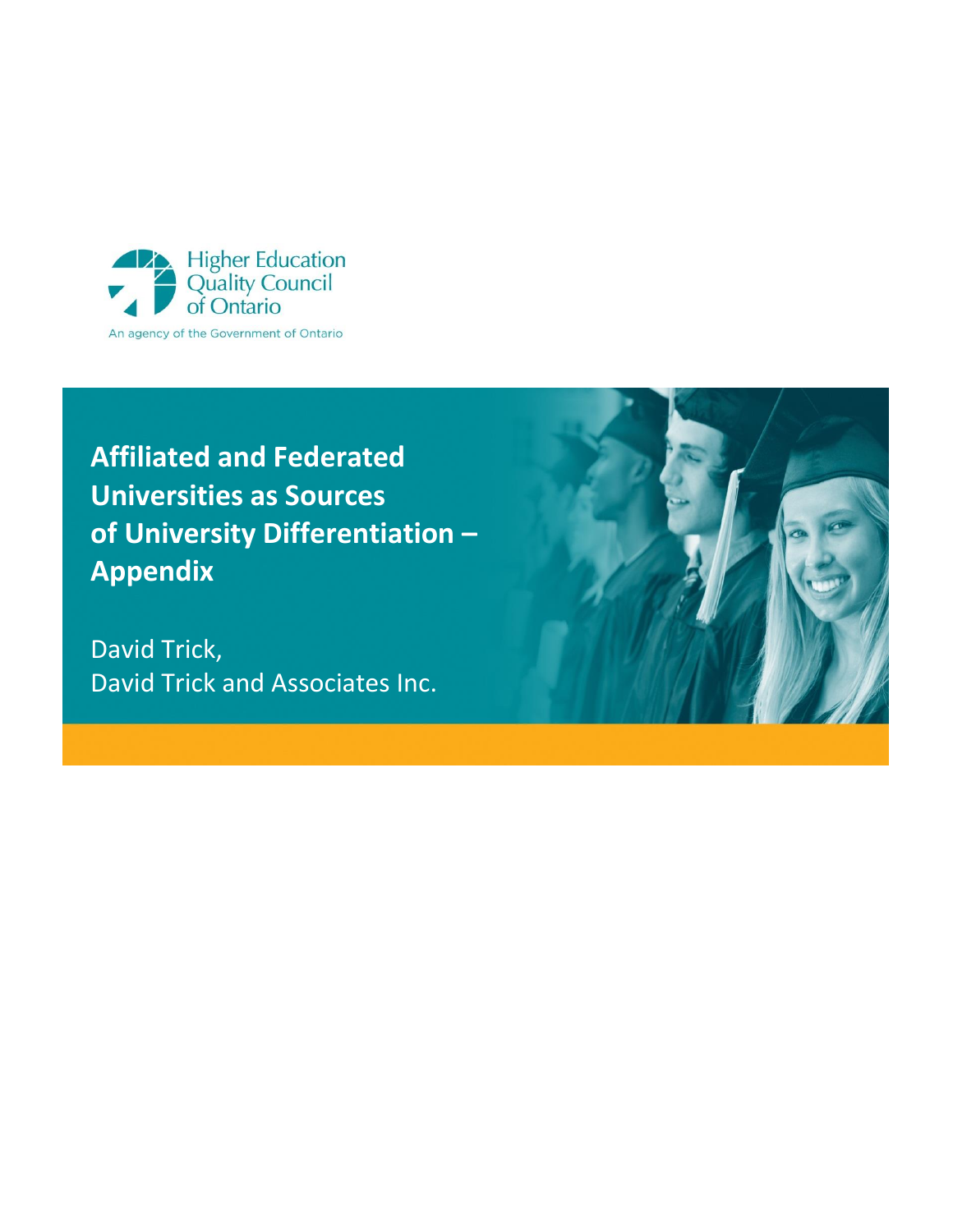Higher Education Quality Council of Ontario

An agency of the Government of Ontario

# Affiliated and Federated Universities as Sources of University Differentiation – Appendix

David Trick,
David Trick and Associates Inc.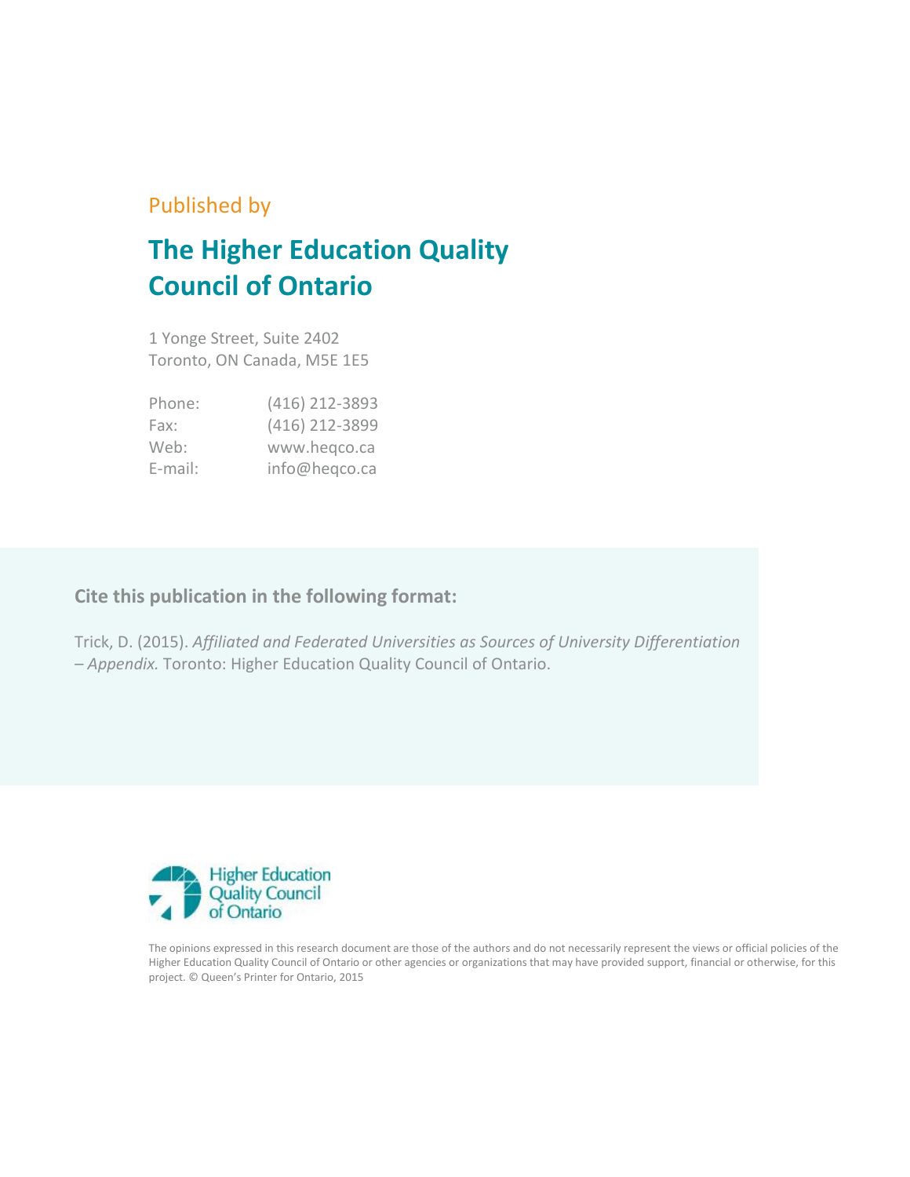Published by

# The Higher Education Quality Council of Ontario

1 Yonge Street, Suite 2402
Toronto, ON Canada, M5E 1E5

| | |
|---|---|
| Phone: | (416) 212-3893 |
| Fax: | (416) 212-3899 |
| Web: | www.heqco.ca |
| E-mail: | info@heqco.ca |

**Cite this publication in the following format:**

Trick, D. (2015). *Affiliated and Federated Universities as Sources of University Differentiation – Appendix.* Toronto: Higher Education Quality Council of Ontario.

Higher Education Quality Council of Ontario

The opinions expressed in this research document are those of the authors and do not necessarily represent the views or official policies of the Higher Education Quality Council of Ontario or other agencies or organizations that may have provided support, financial or otherwise, for this project. © Queen's Printer for Ontario, 2015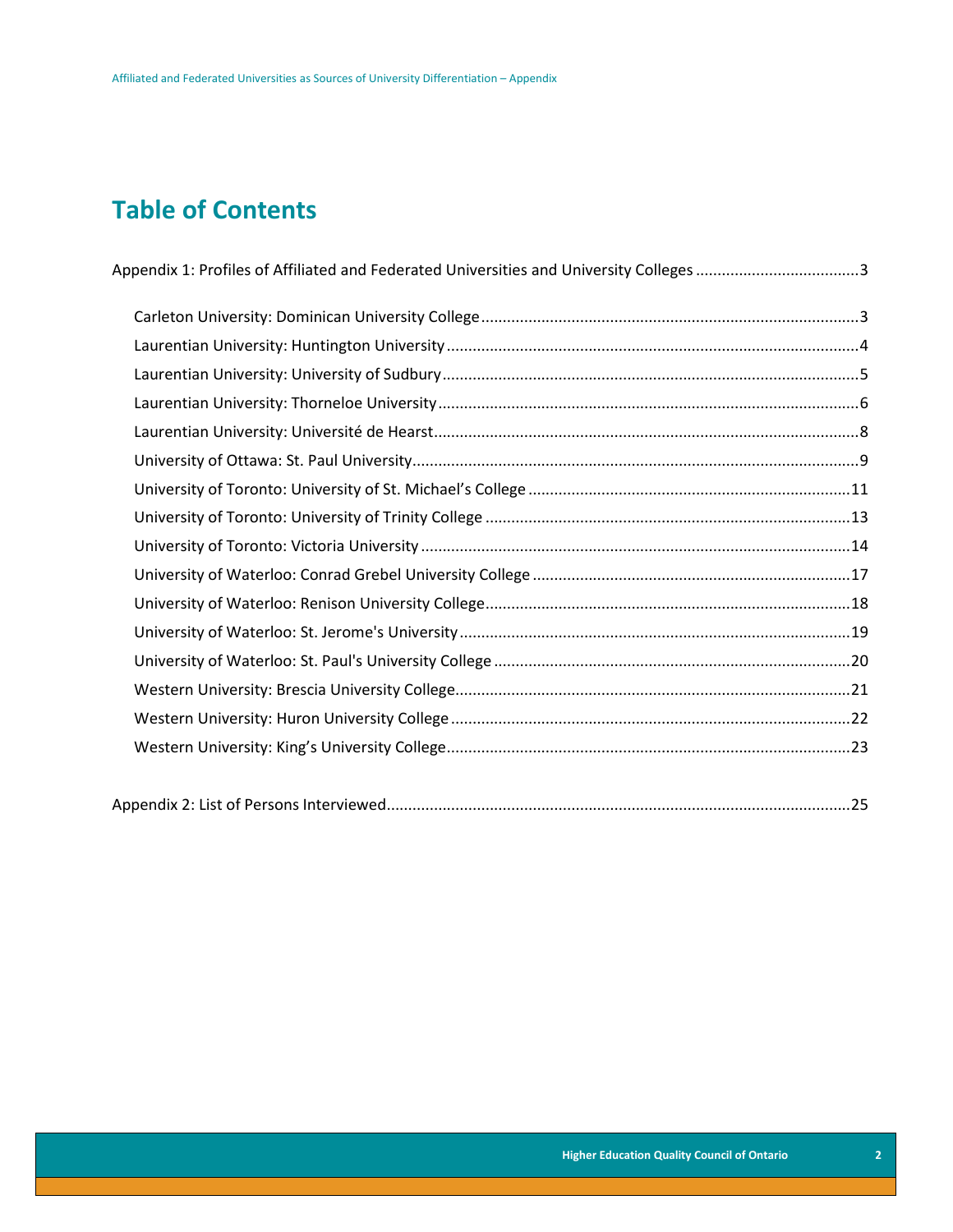# Table of Contents

Appendix 1: Profiles of Affiliated and Federated Universities and University Colleges ..... 3

- Carleton University: Dominican University College ..... 3
- Laurentian University: Huntington University ..... 4
- Laurentian University: University of Sudbury ..... 5
- Laurentian University: Thorneloe University ..... 6
- Laurentian University: Université de Hearst ..... 8
- University of Ottawa: St. Paul University ..... 9
- University of Toronto: University of St. Michael's College ..... 11
- University of Toronto: University of Trinity College ..... 13
- University of Toronto: Victoria University ..... 14
- University of Waterloo: Conrad Grebel University College ..... 17
- University of Waterloo: Renison University College ..... 18
- University of Waterloo: St. Jerome's University ..... 19
- University of Waterloo: St. Paul's University College ..... 20
- Western University: Brescia University College ..... 21
- Western University: Huron University College ..... 22
- Western University: King's University College ..... 23

Appendix 2: List of Persons Interviewed ..... 25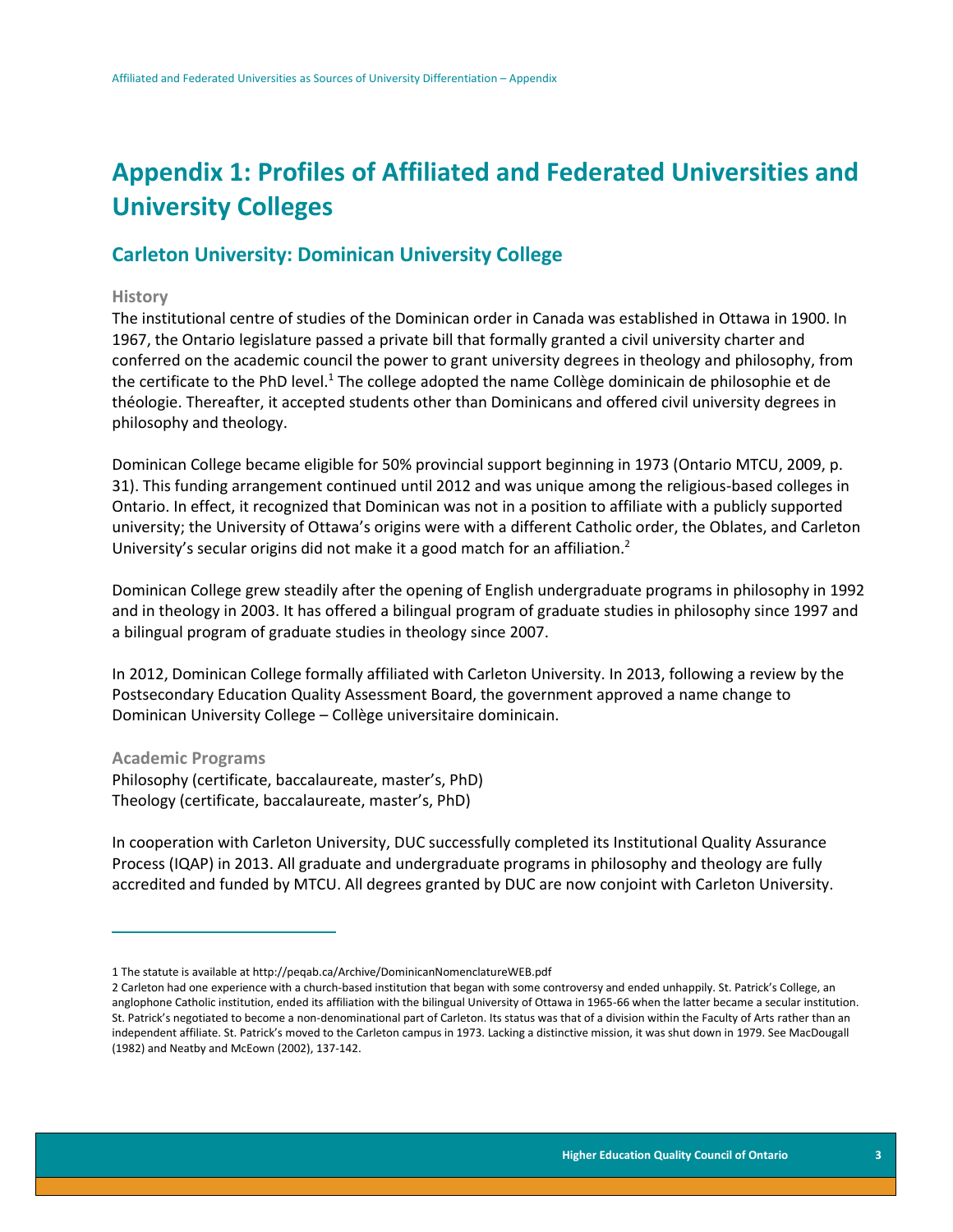# Appendix 1: Profiles of Affiliated and Federated Universities and University Colleges

## Carleton University: Dominican University College

### History

The institutional centre of studies of the Dominican order in Canada was established in Ottawa in 1900. In 1967, the Ontario legislature passed a private bill that formally granted a civil university charter and conferred on the academic council the power to grant university degrees in theology and philosophy, from the certificate to the PhD level.[1] The college adopted the name Collège dominicain de philosophie et de théologie. Thereafter, it accepted students other than Dominicans and offered civil university degrees in philosophy and theology.

Dominican College became eligible for 50% provincial support beginning in 1973 (Ontario MTCU, 2009, p. 31). This funding arrangement continued until 2012 and was unique among the religious-based colleges in Ontario. In effect, it recognized that Dominican was not in a position to affiliate with a publicly supported university; the University of Ottawa's origins were with a different Catholic order, the Oblates, and Carleton University's secular origins did not make it a good match for an affiliation.[2]

Dominican College grew steadily after the opening of English undergraduate programs in philosophy in 1992 and in theology in 2003. It has offered a bilingual program of graduate studies in philosophy since 1997 and a bilingual program of graduate studies in theology since 2007.

In 2012, Dominican College formally affiliated with Carleton University. In 2013, following a review by the Postsecondary Education Quality Assessment Board, the government approved a name change to Dominican University College – Collège universitaire dominicain.

### Academic Programs

Philosophy (certificate, baccalaureate, master's, PhD)
Theology (certificate, baccalaureate, master's, PhD)

In cooperation with Carleton University, DUC successfully completed its Institutional Quality Assurance Process (IQAP) in 2013. All graduate and undergraduate programs in philosophy and theology are fully accredited and funded by MTCU. All degrees granted by DUC are now conjoint with Carleton University.

---

1 The statute is available at http://peqab.ca/Archive/DominicanNomenclatureWEB.pdf

2 Carleton had one experience with a church-based institution that began with some controversy and ended unhappily. St. Patrick's College, an anglophone Catholic institution, ended its affiliation with the bilingual University of Ottawa in 1965-66 when the latter became a secular institution. St. Patrick's negotiated to become a non-denominational part of Carleton. Its status was that of a division within the Faculty of Arts rather than an independent affiliate. St. Patrick's moved to the Carleton campus in 1973. Lacking a distinctive mission, it was shut down in 1979. See MacDougall (1982) and Neatby and McEown (2002), 137-142.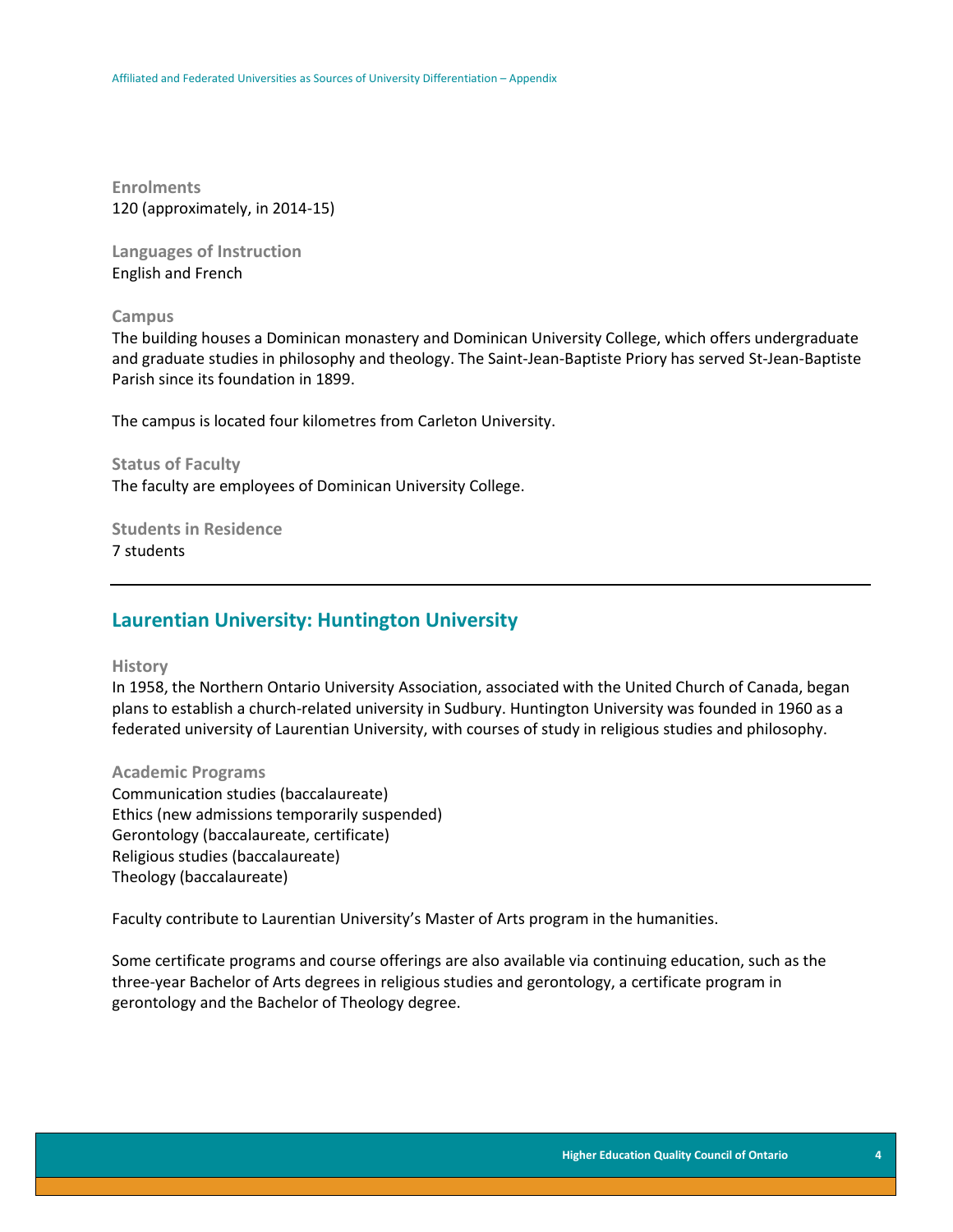**Enrolments**
120 (approximately, in 2014-15)

**Languages of Instruction**
English and French

**Campus**
The building houses a Dominican monastery and Dominican University College, which offers undergraduate and graduate studies in philosophy and theology. The Saint-Jean-Baptiste Priory has served St-Jean-Baptiste Parish since its foundation in 1899.

The campus is located four kilometres from Carleton University.

**Status of Faculty**
The faculty are employees of Dominican University College.

**Students in Residence**
7 students

---

## Laurentian University: Huntington University

**History**
In 1958, the Northern Ontario University Association, associated with the United Church of Canada, began plans to establish a church-related university in Sudbury. Huntington University was founded in 1960 as a federated university of Laurentian University, with courses of study in religious studies and philosophy.

**Academic Programs**
Communication studies (baccalaureate)
Ethics (new admissions temporarily suspended)
Gerontology (baccalaureate, certificate)
Religious studies (baccalaureate)
Theology (baccalaureate)

Faculty contribute to Laurentian University's Master of Arts program in the humanities.

Some certificate programs and course offerings are also available via continuing education, such as the three-year Bachelor of Arts degrees in religious studies and gerontology, a certificate program in gerontology and the Bachelor of Theology degree.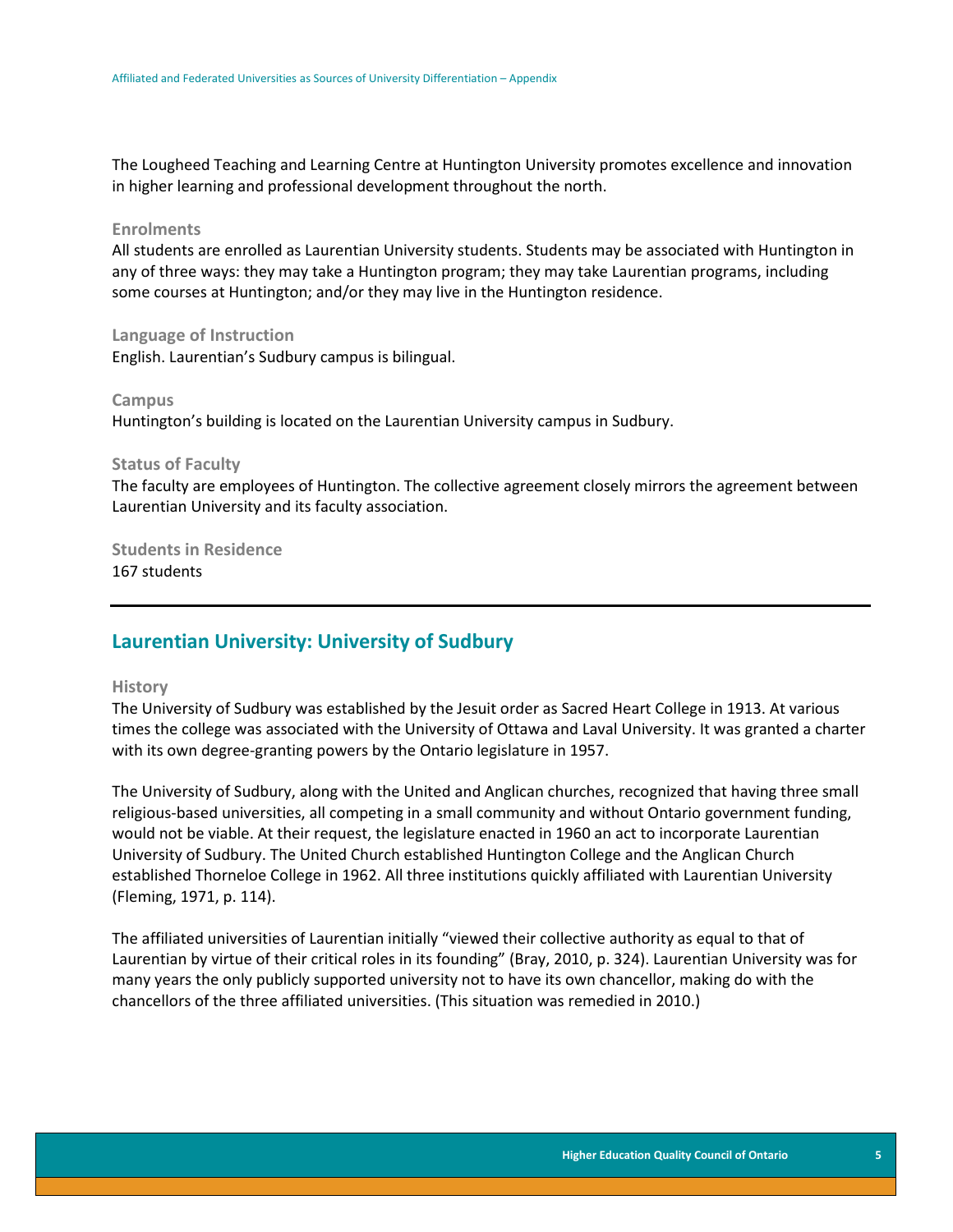The Lougheed Teaching and Learning Centre at Huntington University promotes excellence and innovation in higher learning and professional development throughout the north.

### Enrolments

All students are enrolled as Laurentian University students. Students may be associated with Huntington in any of three ways: they may take a Huntington program; they may take Laurentian programs, including some courses at Huntington; and/or they may live in the Huntington residence.

### Language of Instruction

English. Laurentian's Sudbury campus is bilingual.

### Campus

Huntington's building is located on the Laurentian University campus in Sudbury.

### Status of Faculty

The faculty are employees of Huntington. The collective agreement closely mirrors the agreement between Laurentian University and its faculty association.

### Students in Residence

167 students

## Laurentian University: University of Sudbury

### History

The University of Sudbury was established by the Jesuit order as Sacred Heart College in 1913. At various times the college was associated with the University of Ottawa and Laval University. It was granted a charter with its own degree-granting powers by the Ontario legislature in 1957.

The University of Sudbury, along with the United and Anglican churches, recognized that having three small religious-based universities, all competing in a small community and without Ontario government funding, would not be viable. At their request, the legislature enacted in 1960 an act to incorporate Laurentian University of Sudbury. The United Church established Huntington College and the Anglican Church established Thorneloe College in 1962. All three institutions quickly affiliated with Laurentian University (Fleming, 1971, p. 114).

The affiliated universities of Laurentian initially "viewed their collective authority as equal to that of Laurentian by virtue of their critical roles in its founding" (Bray, 2010, p. 324). Laurentian University was for many years the only publicly supported university not to have its own chancellor, making do with the chancellors of the three affiliated universities. (This situation was remedied in 2010.)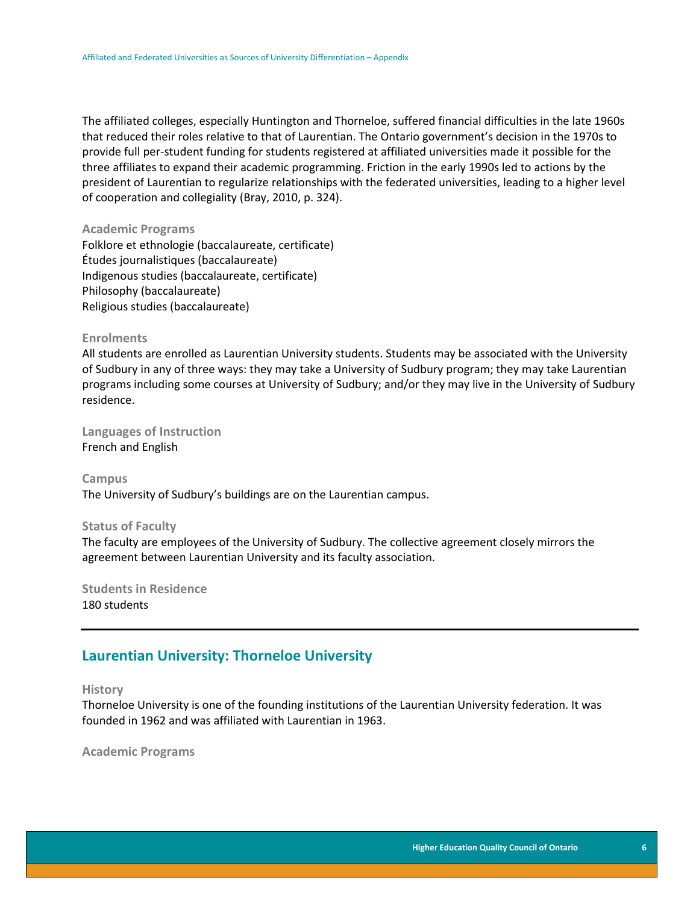The affiliated colleges, especially Huntington and Thorneloe, suffered financial difficulties in the late 1960s that reduced their roles relative to that of Laurentian. The Ontario government's decision in the 1970s to provide full per-student funding for students registered at affiliated universities made it possible for the three affiliates to expand their academic programming. Friction in the early 1990s led to actions by the president of Laurentian to regularize relationships with the federated universities, leading to a higher level of cooperation and collegiality (Bray, 2010, p. 324).

### Academic Programs

Folklore et ethnologie (baccalaureate, certificate)
Études journalistiques (baccalaureate)
Indigenous studies (baccalaureate, certificate)
Philosophy (baccalaureate)
Religious studies (baccalaureate)

### Enrolments

All students are enrolled as Laurentian University students. Students may be associated with the University of Sudbury in any of three ways: they may take a University of Sudbury program; they may take Laurentian programs including some courses at University of Sudbury; and/or they may live in the University of Sudbury residence.

### Languages of Instruction

French and English

### Campus

The University of Sudbury's buildings are on the Laurentian campus.

### Status of Faculty

The faculty are employees of the University of Sudbury. The collective agreement closely mirrors the agreement between Laurentian University and its faculty association.

### Students in Residence

180 students

---

## Laurentian University: Thorneloe University

### History

Thorneloe University is one of the founding institutions of the Laurentian University federation. It was founded in 1962 and was affiliated with Laurentian in 1963.

### Academic Programs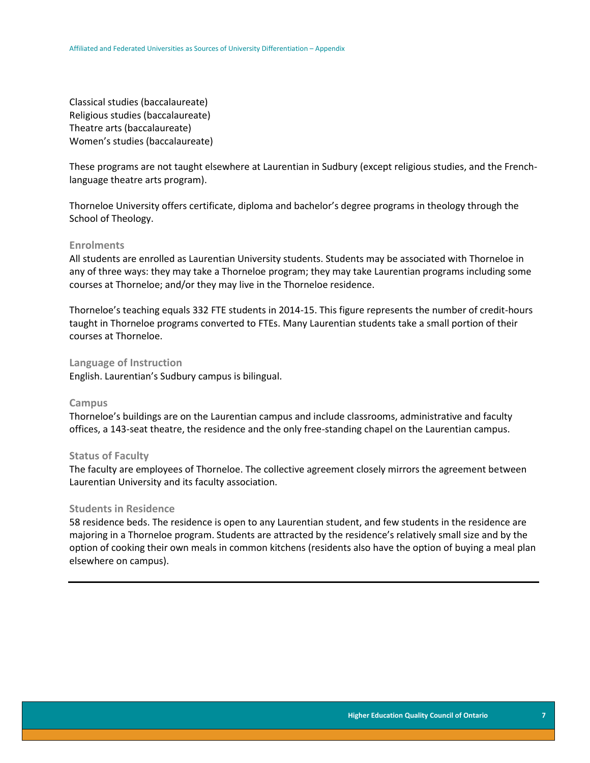Classical studies (baccalaureate)
Religious studies (baccalaureate)
Theatre arts (baccalaureate)
Women's studies (baccalaureate)

These programs are not taught elsewhere at Laurentian in Sudbury (except religious studies, and the French-language theatre arts program).

Thorneloe University offers certificate, diploma and bachelor's degree programs in theology through the School of Theology.

### Enrolments

All students are enrolled as Laurentian University students. Students may be associated with Thorneloe in any of three ways: they may take a Thorneloe program; they may take Laurentian programs including some courses at Thorneloe; and/or they may live in the Thorneloe residence.

Thorneloe's teaching equals 332 FTE students in 2014-15. This figure represents the number of credit-hours taught in Thorneloe programs converted to FTEs. Many Laurentian students take a small portion of their courses at Thorneloe.

### Language of Instruction

English. Laurentian's Sudbury campus is bilingual.

### Campus

Thorneloe's buildings are on the Laurentian campus and include classrooms, administrative and faculty offices, a 143-seat theatre, the residence and the only free-standing chapel on the Laurentian campus.

### Status of Faculty

The faculty are employees of Thorneloe. The collective agreement closely mirrors the agreement between Laurentian University and its faculty association.

### Students in Residence

58 residence beds. The residence is open to any Laurentian student, and few students in the residence are majoring in a Thorneloe program. Students are attracted by the residence's relatively small size and by the option of cooking their own meals in common kitchens (residents also have the option of buying a meal plan elsewhere on campus).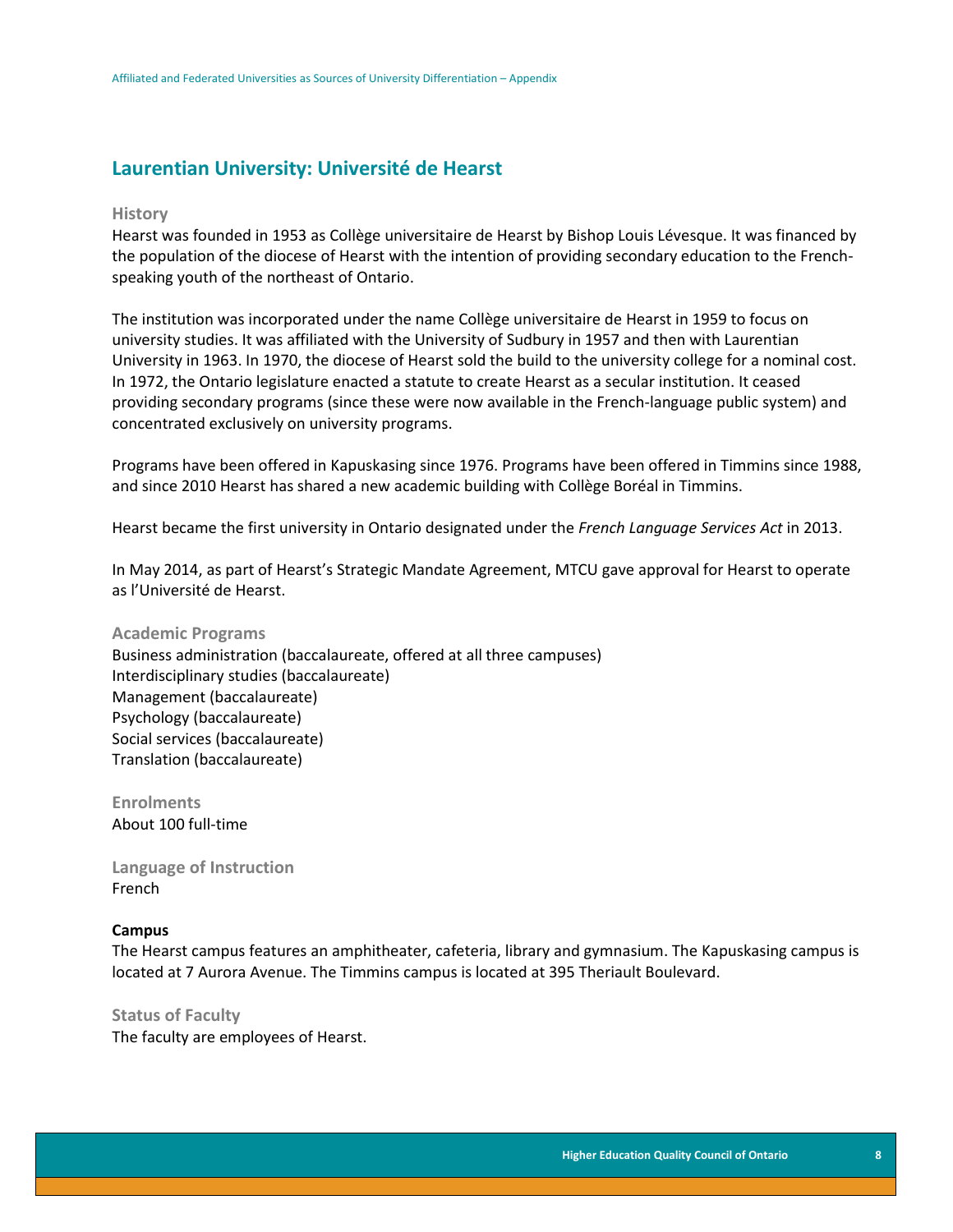## Laurentian University: Université de Hearst

### History

Hearst was founded in 1953 as Collège universitaire de Hearst by Bishop Louis Lévesque. It was financed by the population of the diocese of Hearst with the intention of providing secondary education to the French-speaking youth of the northeast of Ontario.

The institution was incorporated under the name Collège universitaire de Hearst in 1959 to focus on university studies. It was affiliated with the University of Sudbury in 1957 and then with Laurentian University in 1963. In 1970, the diocese of Hearst sold the build to the university college for a nominal cost. In 1972, the Ontario legislature enacted a statute to create Hearst as a secular institution. It ceased providing secondary programs (since these were now available in the French-language public system) and concentrated exclusively on university programs.

Programs have been offered in Kapuskasing since 1976. Programs have been offered in Timmins since 1988, and since 2010 Hearst has shared a new academic building with Collège Boréal in Timmins.

Hearst became the first university in Ontario designated under the *French Language Services Act* in 2013.

In May 2014, as part of Hearst's Strategic Mandate Agreement, MTCU gave approval for Hearst to operate as l'Université de Hearst.

### Academic Programs

Business administration (baccalaureate, offered at all three campuses)
Interdisciplinary studies (baccalaureate)
Management (baccalaureate)
Psychology (baccalaureate)
Social services (baccalaureate)
Translation (baccalaureate)

### Enrolments

About 100 full-time

### Language of Instruction

French

### Campus

The Hearst campus features an amphitheater, cafeteria, library and gymnasium. The Kapuskasing campus is located at 7 Aurora Avenue. The Timmins campus is located at 395 Theriault Boulevard.

### Status of Faculty

The faculty are employees of Hearst.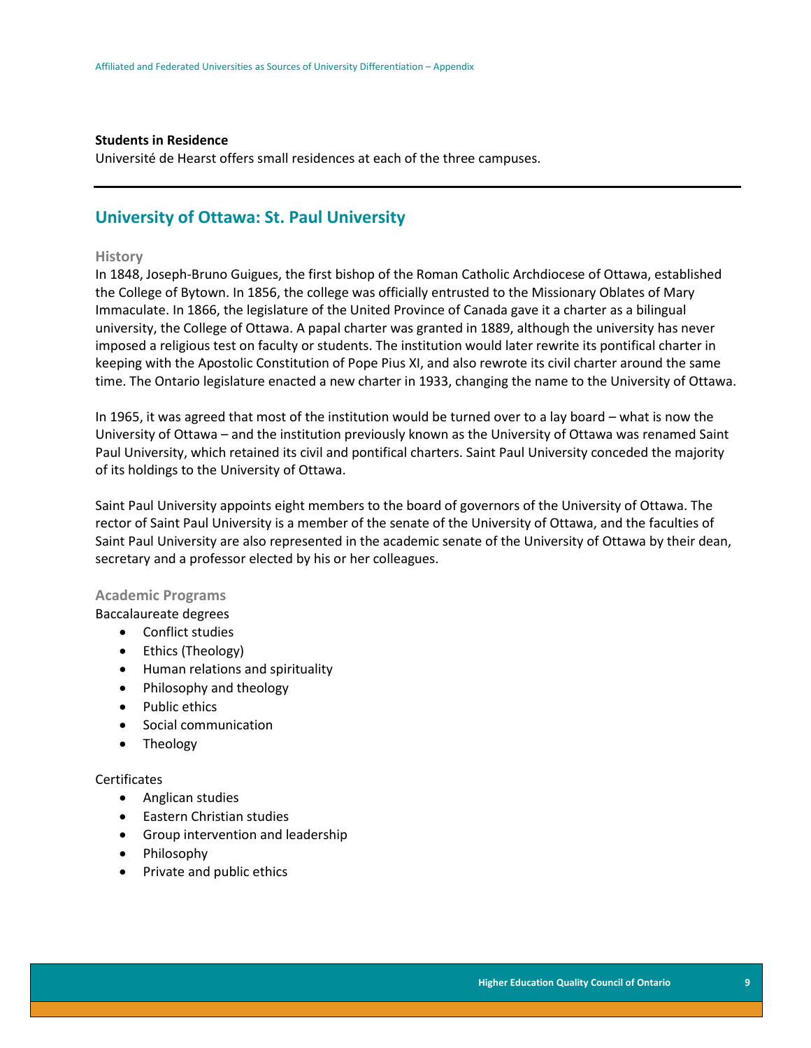**Students in Residence**
Université de Hearst offers small residences at each of the three campuses.

---

## University of Ottawa: St. Paul University

### History

In 1848, Joseph-Bruno Guigues, the first bishop of the Roman Catholic Archdiocese of Ottawa, established the College of Bytown. In 1856, the college was officially entrusted to the Missionary Oblates of Mary Immaculate. In 1866, the legislature of the United Province of Canada gave it a charter as a bilingual university, the College of Ottawa. A papal charter was granted in 1889, although the university has never imposed a religious test on faculty or students. The institution would later rewrite its pontifical charter in keeping with the Apostolic Constitution of Pope Pius XI, and also rewrote its civil charter around the same time. The Ontario legislature enacted a new charter in 1933, changing the name to the University of Ottawa.

In 1965, it was agreed that most of the institution would be turned over to a lay board – what is now the University of Ottawa – and the institution previously known as the University of Ottawa was renamed Saint Paul University, which retained its civil and pontifical charters. Saint Paul University conceded the majority of its holdings to the University of Ottawa.

Saint Paul University appoints eight members to the board of governors of the University of Ottawa. The rector of Saint Paul University is a member of the senate of the University of Ottawa, and the faculties of Saint Paul University are also represented in the academic senate of the University of Ottawa by their dean, secretary and a professor elected by his or her colleagues.

### Academic Programs

Baccalaureate degrees

- Conflict studies
- Ethics (Theology)
- Human relations and spirituality
- Philosophy and theology
- Public ethics
- Social communication
- Theology

Certificates

- Anglican studies
- Eastern Christian studies
- Group intervention and leadership
- Philosophy
- Private and public ethics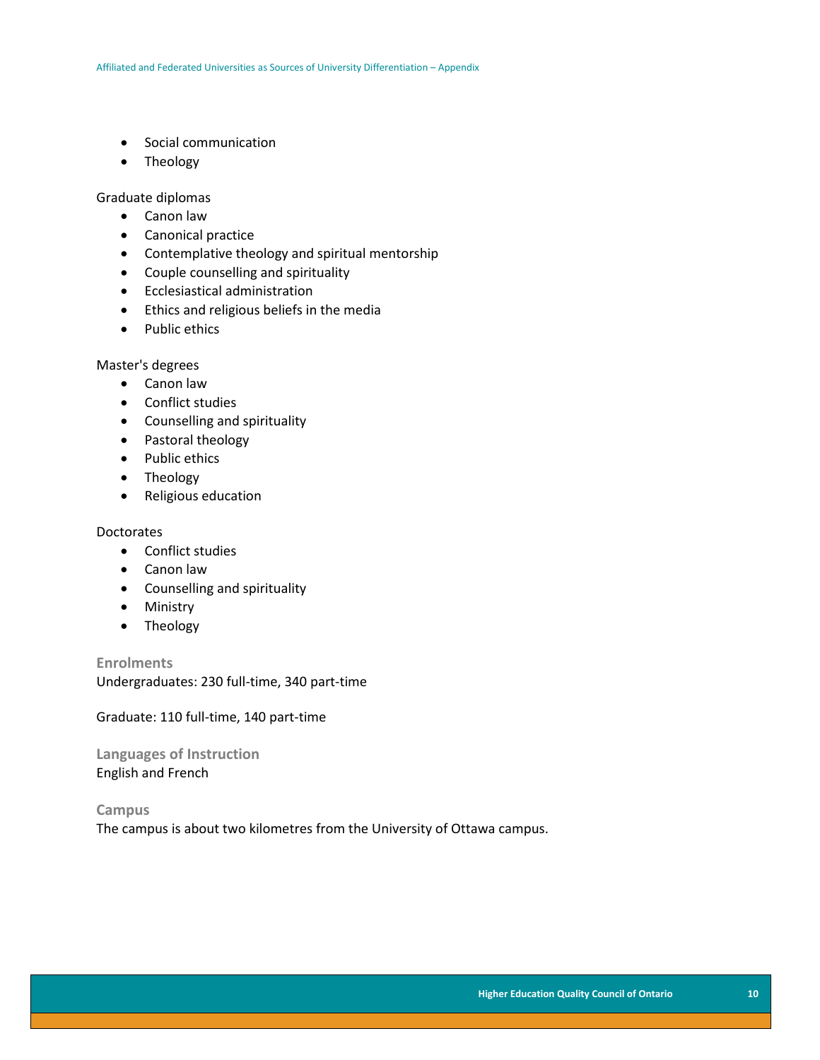- Social communication
- Theology

Graduate diplomas

- Canon law
- Canonical practice
- Contemplative theology and spiritual mentorship
- Couple counselling and spirituality
- Ecclesiastical administration
- Ethics and religious beliefs in the media
- Public ethics

Master's degrees

- Canon law
- Conflict studies
- Counselling and spirituality
- Pastoral theology
- Public ethics
- Theology
- Religious education

Doctorates

- Conflict studies
- Canon law
- Counselling and spirituality
- Ministry
- Theology

### Enrolments

Undergraduates: 230 full-time, 340 part-time

Graduate: 110 full-time, 140 part-time

### Languages of Instruction

English and French

### Campus

The campus is about two kilometres from the University of Ottawa campus.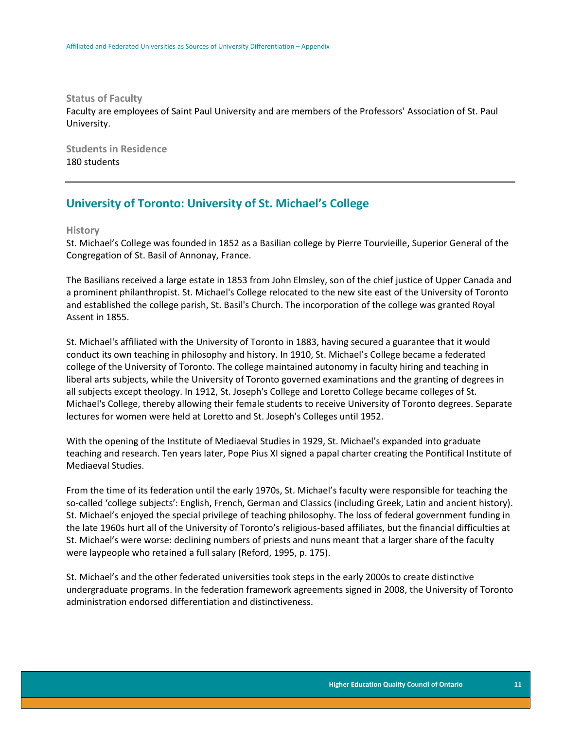### Status of Faculty

Faculty are employees of Saint Paul University and are members of the Professors' Association of St. Paul University.

### Students in Residence

180 students

---

## University of Toronto: University of St. Michael’s College

### History

St. Michael’s College was founded in 1852 as a Basilian college by Pierre Tourvieille, Superior General of the Congregation of St. Basil of Annonay, France.

The Basilians received a large estate in 1853 from John Elmsley, son of the chief justice of Upper Canada and a prominent philanthropist. St. Michael's College relocated to the new site east of the University of Toronto and established the college parish, St. Basil's Church. The incorporation of the college was granted Royal Assent in 1855.

St. Michael's affiliated with the University of Toronto in 1883, having secured a guarantee that it would conduct its own teaching in philosophy and history. In 1910, St. Michael’s College became a federated college of the University of Toronto. The college maintained autonomy in faculty hiring and teaching in liberal arts subjects, while the University of Toronto governed examinations and the granting of degrees in all subjects except theology. In 1912, St. Joseph's College and Loretto College became colleges of St. Michael's College, thereby allowing their female students to receive University of Toronto degrees. Separate lectures for women were held at Loretto and St. Joseph's Colleges until 1952.

With the opening of the Institute of Mediaeval Studies in 1929, St. Michael’s expanded into graduate teaching and research. Ten years later, Pope Pius XI signed a papal charter creating the Pontifical Institute of Mediaeval Studies.

From the time of its federation until the early 1970s, St. Michael’s faculty were responsible for teaching the so-called ‘college subjects’: English, French, German and Classics (including Greek, Latin and ancient history). St. Michael’s enjoyed the special privilege of teaching philosophy. The loss of federal government funding in the late 1960s hurt all of the University of Toronto’s religious-based affiliates, but the financial difficulties at St. Michael’s were worse: declining numbers of priests and nuns meant that a larger share of the faculty were laypeople who retained a full salary (Reford, 1995, p. 175).

St. Michael’s and the other federated universities took steps in the early 2000s to create distinctive undergraduate programs. In the federation framework agreements signed in 2008, the University of Toronto administration endorsed differentiation and distinctiveness.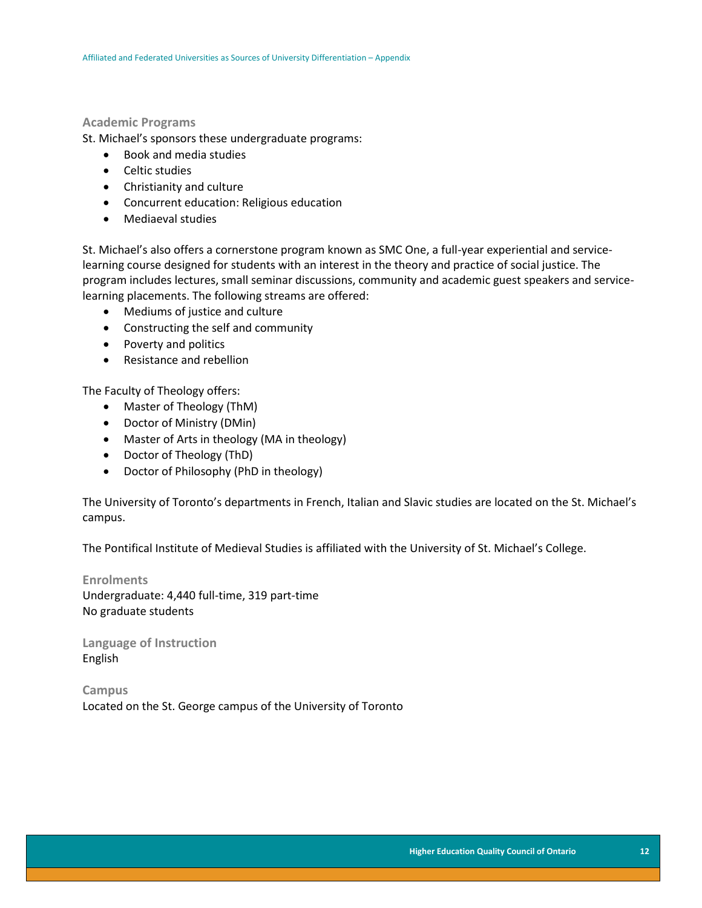### Academic Programs

St. Michael's sponsors these undergraduate programs:

- Book and media studies
- Celtic studies
- Christianity and culture
- Concurrent education: Religious education
- Mediaeval studies

St. Michael's also offers a cornerstone program known as SMC One, a full-year experiential and service-learning course designed for students with an interest in the theory and practice of social justice. The program includes lectures, small seminar discussions, community and academic guest speakers and service-learning placements. The following streams are offered:

- Mediums of justice and culture
- Constructing the self and community
- Poverty and politics
- Resistance and rebellion

The Faculty of Theology offers:

- Master of Theology (ThM)
- Doctor of Ministry (DMin)
- Master of Arts in theology (MA in theology)
- Doctor of Theology (ThD)
- Doctor of Philosophy (PhD in theology)

The University of Toronto's departments in French, Italian and Slavic studies are located on the St. Michael's campus.

The Pontifical Institute of Medieval Studies is affiliated with the University of St. Michael's College.

### Enrolments

Undergraduate: 4,440 full-time, 319 part-time
No graduate students

### Language of Instruction

English

### Campus

Located on the St. George campus of the University of Toronto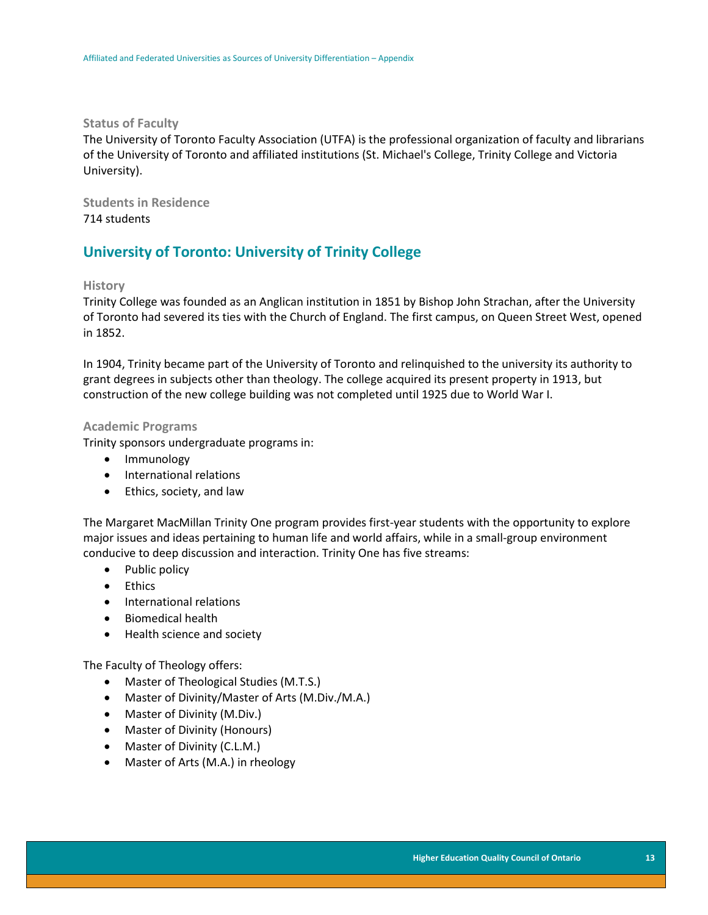### Status of Faculty

The University of Toronto Faculty Association (UTFA) is the professional organization of faculty and librarians of the University of Toronto and affiliated institutions (St. Michael's College, Trinity College and Victoria University).

### Students in Residence

714 students

## University of Toronto: University of Trinity College

### History

Trinity College was founded as an Anglican institution in 1851 by Bishop John Strachan, after the University of Toronto had severed its ties with the Church of England. The first campus, on Queen Street West, opened in 1852.

In 1904, Trinity became part of the University of Toronto and relinquished to the university its authority to grant degrees in subjects other than theology. The college acquired its present property in 1913, but construction of the new college building was not completed until 1925 due to World War I.

### Academic Programs

Trinity sponsors undergraduate programs in:

- Immunology
- International relations
- Ethics, society, and law

The Margaret MacMillan Trinity One program provides first-year students with the opportunity to explore major issues and ideas pertaining to human life and world affairs, while in a small-group environment conducive to deep discussion and interaction. Trinity One has five streams:

- Public policy
- Ethics
- International relations
- Biomedical health
- Health science and society

The Faculty of Theology offers:

- Master of Theological Studies (M.T.S.)
- Master of Divinity/Master of Arts (M.Div./M.A.)
- Master of Divinity (M.Div.)
- Master of Divinity (Honours)
- Master of Divinity (C.L.M.)
- Master of Arts (M.A.) in rheology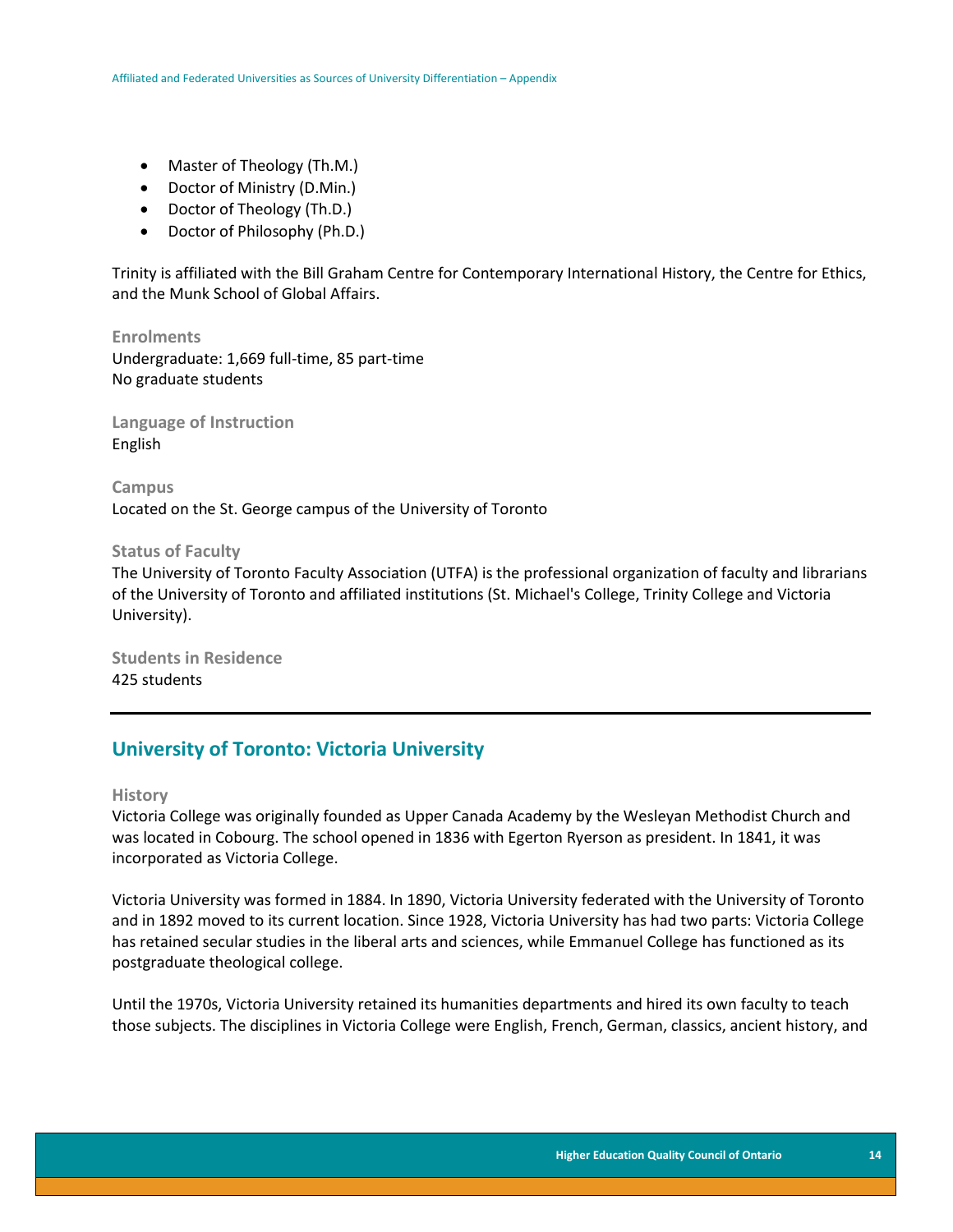- Master of Theology (Th.M.)
- Doctor of Ministry (D.Min.)
- Doctor of Theology (Th.D.)
- Doctor of Philosophy (Ph.D.)

Trinity is affiliated with the Bill Graham Centre for Contemporary International History, the Centre for Ethics, and the Munk School of Global Affairs.

### Enrolments

Undergraduate: 1,669 full-time, 85 part-time
No graduate students

### Language of Instruction

English

### Campus

Located on the St. George campus of the University of Toronto

### Status of Faculty

The University of Toronto Faculty Association (UTFA) is the professional organization of faculty and librarians of the University of Toronto and affiliated institutions (St. Michael's College, Trinity College and Victoria University).

### Students in Residence

425 students

---

## University of Toronto: Victoria University

### History

Victoria College was originally founded as Upper Canada Academy by the Wesleyan Methodist Church and was located in Cobourg. The school opened in 1836 with Egerton Ryerson as president. In 1841, it was incorporated as Victoria College.

Victoria University was formed in 1884. In 1890, Victoria University federated with the University of Toronto and in 1892 moved to its current location. Since 1928, Victoria University has had two parts: Victoria College has retained secular studies in the liberal arts and sciences, while Emmanuel College has functioned as its postgraduate theological college.

Until the 1970s, Victoria University retained its humanities departments and hired its own faculty to teach those subjects. The disciplines in Victoria College were English, French, German, classics, ancient history, and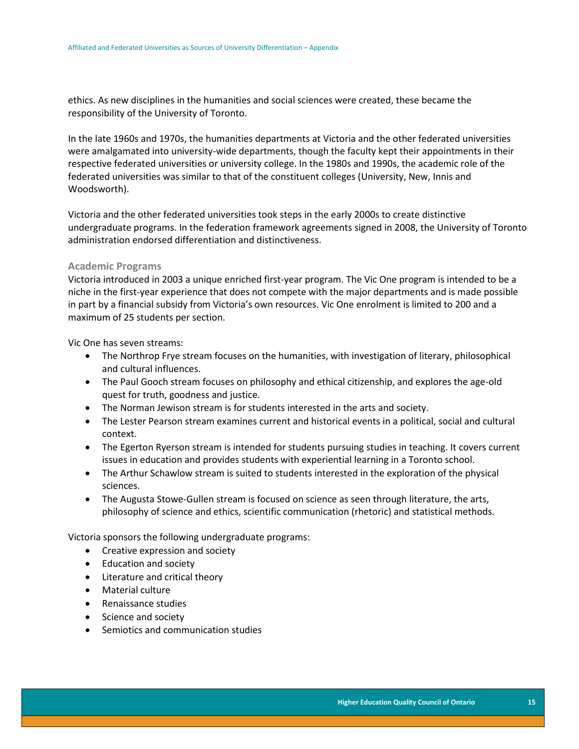ethics. As new disciplines in the humanities and social sciences were created, these became the responsibility of the University of Toronto.

In the late 1960s and 1970s, the humanities departments at Victoria and the other federated universities were amalgamated into university-wide departments, though the faculty kept their appointments in their respective federated universities or university college. In the 1980s and 1990s, the academic role of the federated universities was similar to that of the constituent colleges (University, New, Innis and Woodsworth).

Victoria and the other federated universities took steps in the early 2000s to create distinctive undergraduate programs. In the federation framework agreements signed in 2008, the University of Toronto administration endorsed differentiation and distinctiveness.

### Academic Programs

Victoria introduced in 2003 a unique enriched first-year program. The Vic One program is intended to be a niche in the first-year experience that does not compete with the major departments and is made possible in part by a financial subsidy from Victoria's own resources. Vic One enrolment is limited to 200 and a maximum of 25 students per section.

Vic One has seven streams:

- The Northrop Frye stream focuses on the humanities, with investigation of literary, philosophical and cultural influences.
- The Paul Gooch stream focuses on philosophy and ethical citizenship, and explores the age-old quest for truth, goodness and justice.
- The Norman Jewison stream is for students interested in the arts and society.
- The Lester Pearson stream examines current and historical events in a political, social and cultural context.
- The Egerton Ryerson stream is intended for students pursuing studies in teaching. It covers current issues in education and provides students with experiential learning in a Toronto school.
- The Arthur Schawlow stream is suited to students interested in the exploration of the physical sciences.
- The Augusta Stowe-Gullen stream is focused on science as seen through literature, the arts, philosophy of science and ethics, scientific communication (rhetoric) and statistical methods.

Victoria sponsors the following undergraduate programs:

- Creative expression and society
- Education and society
- Literature and critical theory
- Material culture
- Renaissance studies
- Science and society
- Semiotics and communication studies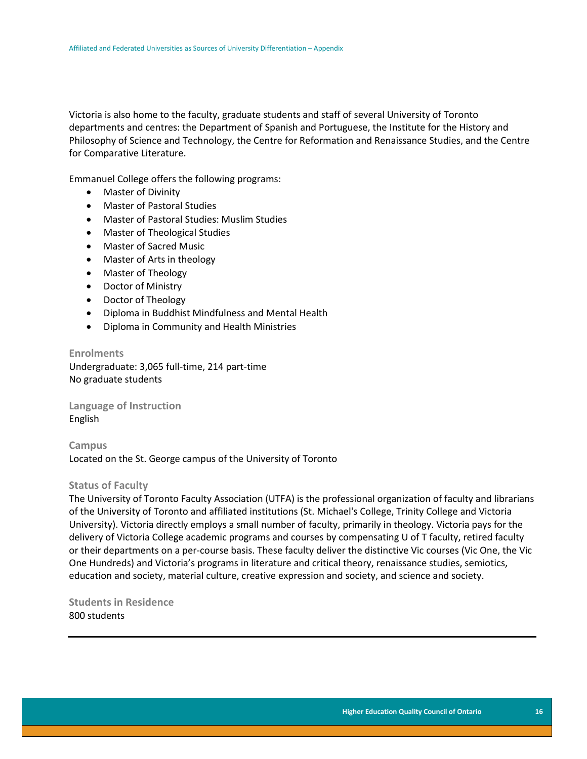Victoria is also home to the faculty, graduate students and staff of several University of Toronto departments and centres: the Department of Spanish and Portuguese, the Institute for the History and Philosophy of Science and Technology, the Centre for Reformation and Renaissance Studies, and the Centre for Comparative Literature.

Emmanuel College offers the following programs:

- Master of Divinity
- Master of Pastoral Studies
- Master of Pastoral Studies: Muslim Studies
- Master of Theological Studies
- Master of Sacred Music
- Master of Arts in theology
- Master of Theology
- Doctor of Ministry
- Doctor of Theology
- Diploma in Buddhist Mindfulness and Mental Health
- Diploma in Community and Health Ministries

### Enrolments

Undergraduate: 3,065 full-time, 214 part-time
No graduate students

### Language of Instruction

English

### Campus

Located on the St. George campus of the University of Toronto

### Status of Faculty

The University of Toronto Faculty Association (UTFA) is the professional organization of faculty and librarians of the University of Toronto and affiliated institutions (St. Michael's College, Trinity College and Victoria University). Victoria directly employs a small number of faculty, primarily in theology. Victoria pays for the delivery of Victoria College academic programs and courses by compensating U of T faculty, retired faculty or their departments on a per-course basis. These faculty deliver the distinctive Vic courses (Vic One, the Vic One Hundreds) and Victoria's programs in literature and critical theory, renaissance studies, semiotics, education and society, material culture, creative expression and society, and science and society.

### Students in Residence

800 students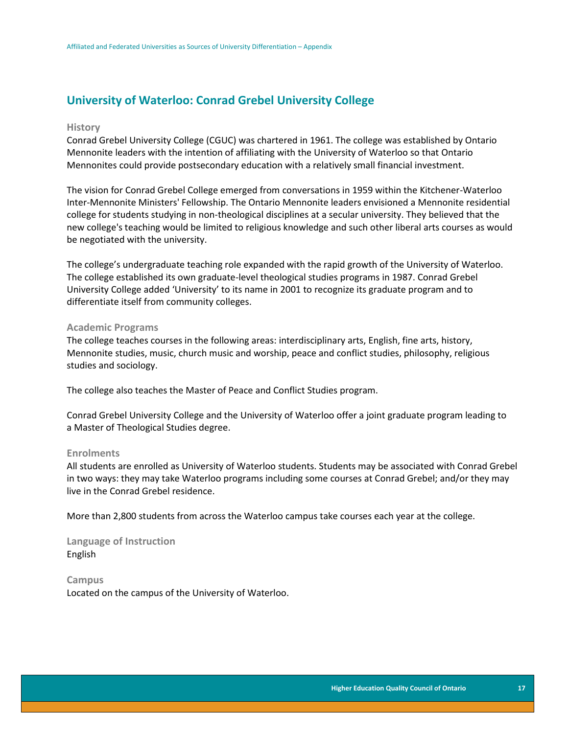## University of Waterloo: Conrad Grebel University College

### History

Conrad Grebel University College (CGUC) was chartered in 1961. The college was established by Ontario Mennonite leaders with the intention of affiliating with the University of Waterloo so that Ontario Mennonites could provide postsecondary education with a relatively small financial investment.

The vision for Conrad Grebel College emerged from conversations in 1959 within the Kitchener-Waterloo Inter-Mennonite Ministers' Fellowship. The Ontario Mennonite leaders envisioned a Mennonite residential college for students studying in non-theological disciplines at a secular university. They believed that the new college's teaching would be limited to religious knowledge and such other liberal arts courses as would be negotiated with the university.

The college's undergraduate teaching role expanded with the rapid growth of the University of Waterloo. The college established its own graduate-level theological studies programs in 1987. Conrad Grebel University College added 'University' to its name in 2001 to recognize its graduate program and to differentiate itself from community colleges.

### Academic Programs

The college teaches courses in the following areas: interdisciplinary arts, English, fine arts, history, Mennonite studies, music, church music and worship, peace and conflict studies, philosophy, religious studies and sociology.

The college also teaches the Master of Peace and Conflict Studies program.

Conrad Grebel University College and the University of Waterloo offer a joint graduate program leading to a Master of Theological Studies degree.

### Enrolments

All students are enrolled as University of Waterloo students. Students may be associated with Conrad Grebel in two ways: they may take Waterloo programs including some courses at Conrad Grebel; and/or they may live in the Conrad Grebel residence.

More than 2,800 students from across the Waterloo campus take courses each year at the college.

### Language of Instruction

English

### Campus

Located on the campus of the University of Waterloo.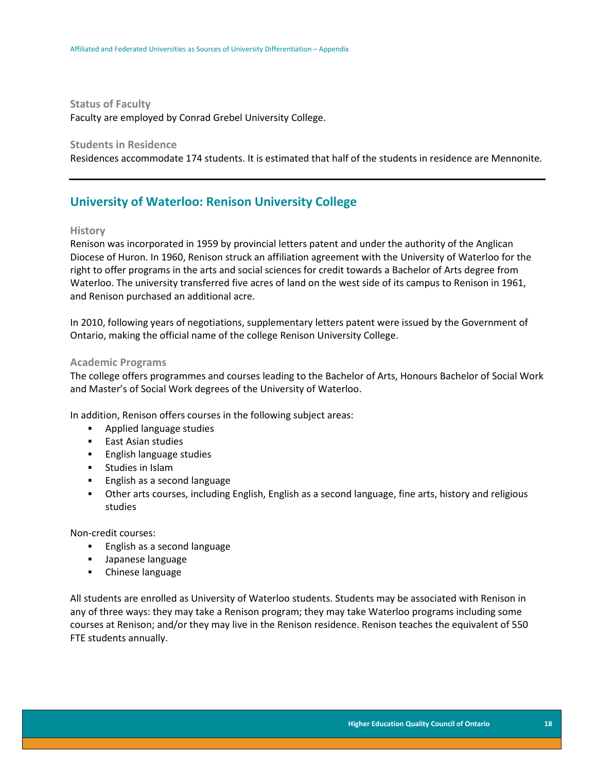### Status of Faculty

Faculty are employed by Conrad Grebel University College.

### Students in Residence

Residences accommodate 174 students. It is estimated that half of the students in residence are Mennonite.

---

## University of Waterloo: Renison University College

### History

Renison was incorporated in 1959 by provincial letters patent and under the authority of the Anglican Diocese of Huron. In 1960, Renison struck an affiliation agreement with the University of Waterloo for the right to offer programs in the arts and social sciences for credit towards a Bachelor of Arts degree from Waterloo. The university transferred five acres of land on the west side of its campus to Renison in 1961, and Renison purchased an additional acre.

In 2010, following years of negotiations, supplementary letters patent were issued by the Government of Ontario, making the official name of the college Renison University College.

### Academic Programs

The college offers programmes and courses leading to the Bachelor of Arts, Honours Bachelor of Social Work and Master's of Social Work degrees of the University of Waterloo.

In addition, Renison offers courses in the following subject areas:

- Applied language studies
- East Asian studies
- English language studies
- Studies in Islam
- English as a second language
- Other arts courses, including English, English as a second language, fine arts, history and religious studies

Non-credit courses:

- English as a second language
- Japanese language
- Chinese language

All students are enrolled as University of Waterloo students. Students may be associated with Renison in any of three ways: they may take a Renison program; they may take Waterloo programs including some courses at Renison; and/or they may live in the Renison residence. Renison teaches the equivalent of 550 FTE students annually.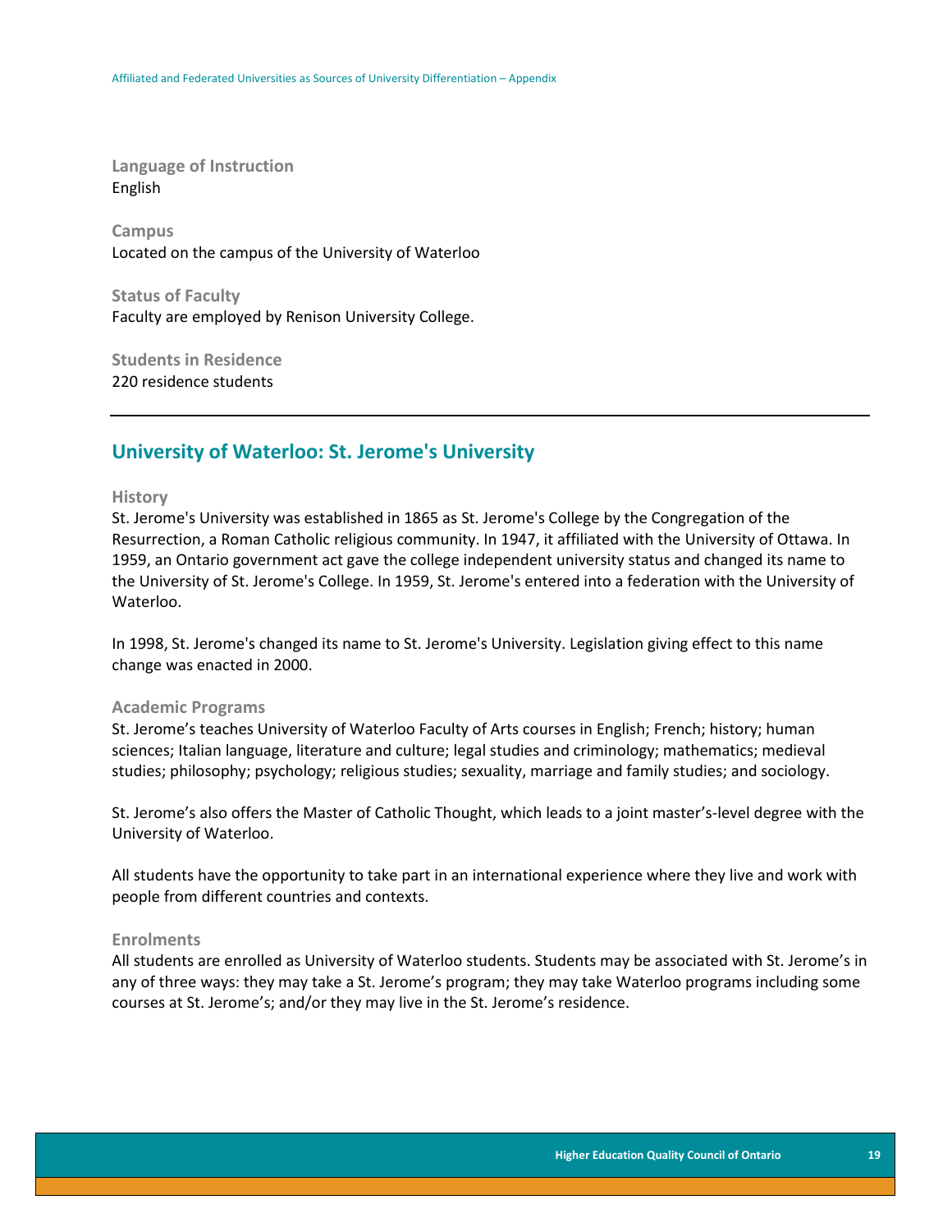**Language of Instruction**
English

**Campus**
Located on the campus of the University of Waterloo

**Status of Faculty**
Faculty are employed by Renison University College.

**Students in Residence**
220 residence students

---

## University of Waterloo: St. Jerome's University

**History**

St. Jerome's University was established in 1865 as St. Jerome's College by the Congregation of the Resurrection, a Roman Catholic religious community. In 1947, it affiliated with the University of Ottawa. In 1959, an Ontario government act gave the college independent university status and changed its name to the University of St. Jerome's College. In 1959, St. Jerome's entered into a federation with the University of Waterloo.

In 1998, St. Jerome's changed its name to St. Jerome's University. Legislation giving effect to this name change was enacted in 2000.

**Academic Programs**

St. Jerome's teaches University of Waterloo Faculty of Arts courses in English; French; history; human sciences; Italian language, literature and culture; legal studies and criminology; mathematics; medieval studies; philosophy; psychology; religious studies; sexuality, marriage and family studies; and sociology.

St. Jerome's also offers the Master of Catholic Thought, which leads to a joint master's-level degree with the University of Waterloo.

All students have the opportunity to take part in an international experience where they live and work with people from different countries and contexts.

**Enrolments**

All students are enrolled as University of Waterloo students. Students may be associated with St. Jerome's in any of three ways: they may take a St. Jerome's program; they may take Waterloo programs including some courses at St. Jerome's; and/or they may live in the St. Jerome's residence.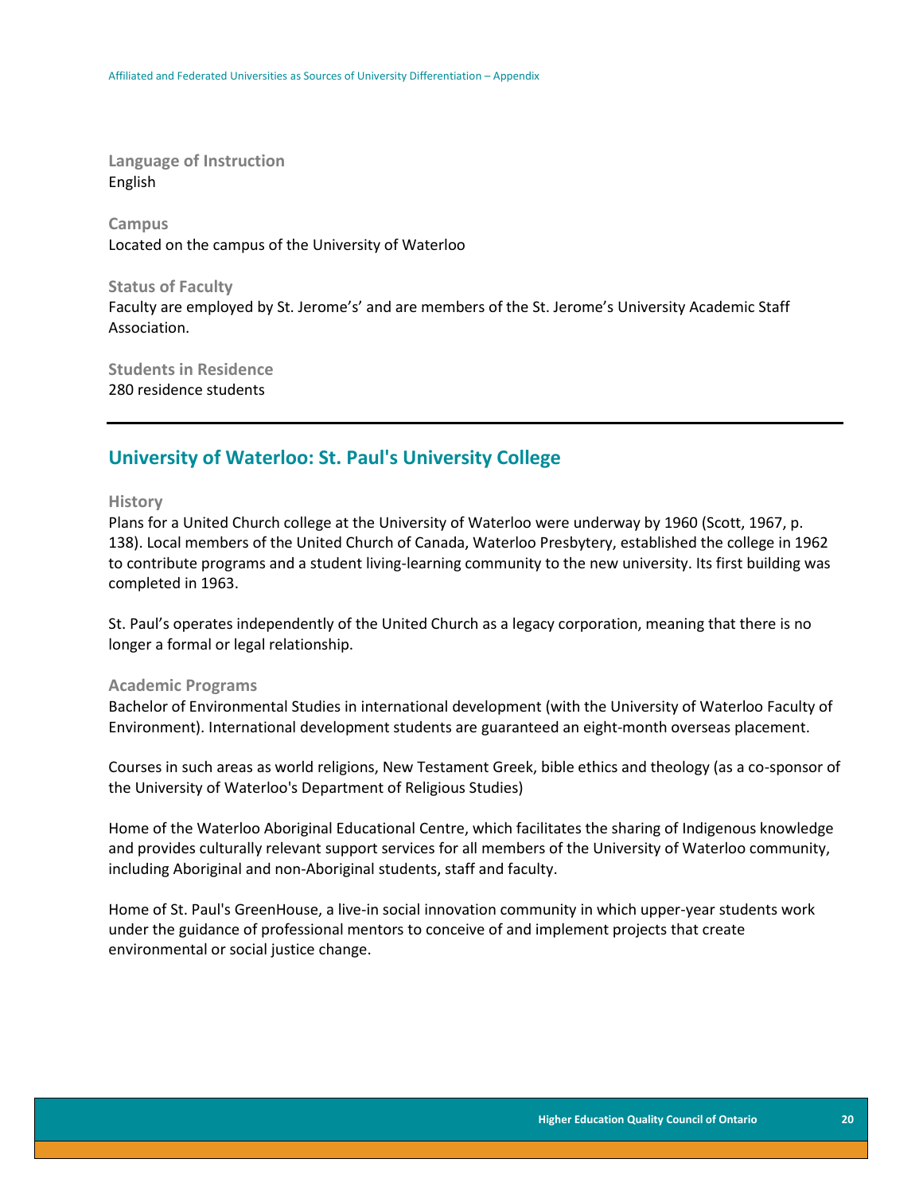**Language of Instruction**
English

**Campus**
Located on the campus of the University of Waterloo

**Status of Faculty**
Faculty are employed by St. Jerome's' and are members of the St. Jerome's University Academic Staff Association.

**Students in Residence**
280 residence students

---

## University of Waterloo: St. Paul's University College

**History**
Plans for a United Church college at the University of Waterloo were underway by 1960 (Scott, 1967, p. 138). Local members of the United Church of Canada, Waterloo Presbytery, established the college in 1962 to contribute programs and a student living-learning community to the new university. Its first building was completed in 1963.

St. Paul's operates independently of the United Church as a legacy corporation, meaning that there is no longer a formal or legal relationship.

**Academic Programs**
Bachelor of Environmental Studies in international development (with the University of Waterloo Faculty of Environment). International development students are guaranteed an eight-month overseas placement.

Courses in such areas as world religions, New Testament Greek, bible ethics and theology (as a co-sponsor of the University of Waterloo's Department of Religious Studies)

Home of the Waterloo Aboriginal Educational Centre, which facilitates the sharing of Indigenous knowledge and provides culturally relevant support services for all members of the University of Waterloo community, including Aboriginal and non-Aboriginal students, staff and faculty.

Home of St. Paul's GreenHouse, a live-in social innovation community in which upper-year students work under the guidance of professional mentors to conceive of and implement projects that create environmental or social justice change.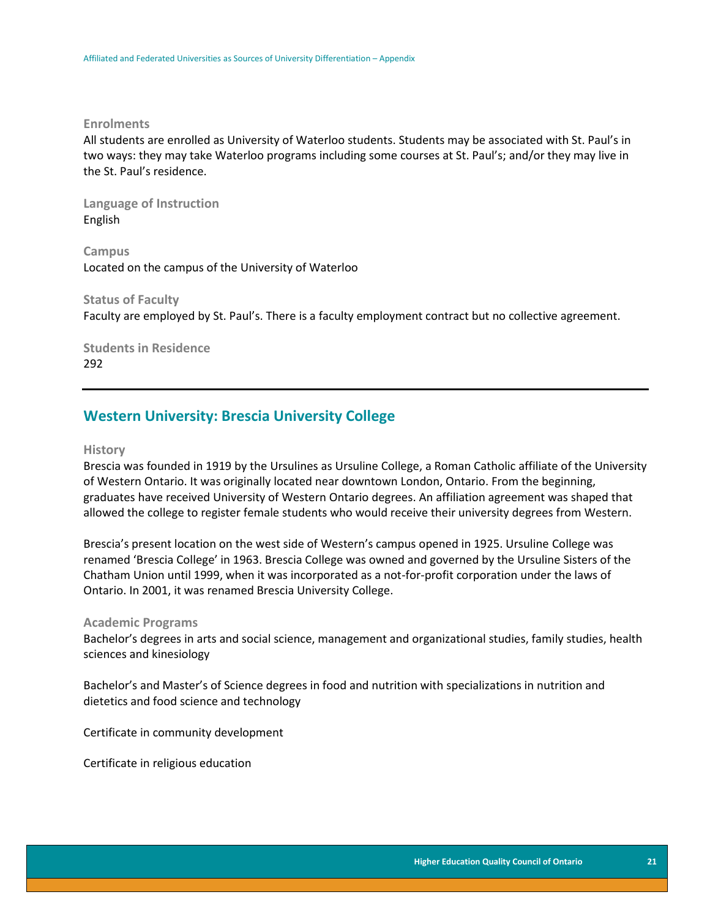#### Enrolments

All students are enrolled as University of Waterloo students. Students may be associated with St. Paul's in two ways: they may take Waterloo programs including some courses at St. Paul's; and/or they may live in the St. Paul's residence.

#### Language of Instruction

English

#### Campus

Located on the campus of the University of Waterloo

#### Status of Faculty

Faculty are employed by St. Paul's. There is a faculty employment contract but no collective agreement.

#### Students in Residence

292

---

### Western University: Brescia University College

#### History

Brescia was founded in 1919 by the Ursulines as Ursuline College, a Roman Catholic affiliate of the University of Western Ontario. It was originally located near downtown London, Ontario. From the beginning, graduates have received University of Western Ontario degrees. An affiliation agreement was shaped that allowed the college to register female students who would receive their university degrees from Western.

Brescia's present location on the west side of Western's campus opened in 1925. Ursuline College was renamed 'Brescia College' in 1963. Brescia College was owned and governed by the Ursuline Sisters of the Chatham Union until 1999, when it was incorporated as a not-for-profit corporation under the laws of Ontario. In 2001, it was renamed Brescia University College.

#### Academic Programs

Bachelor's degrees in arts and social science, management and organizational studies, family studies, health sciences and kinesiology

Bachelor's and Master's of Science degrees in food and nutrition with specializations in nutrition and dietetics and food science and technology

Certificate in community development

Certificate in religious education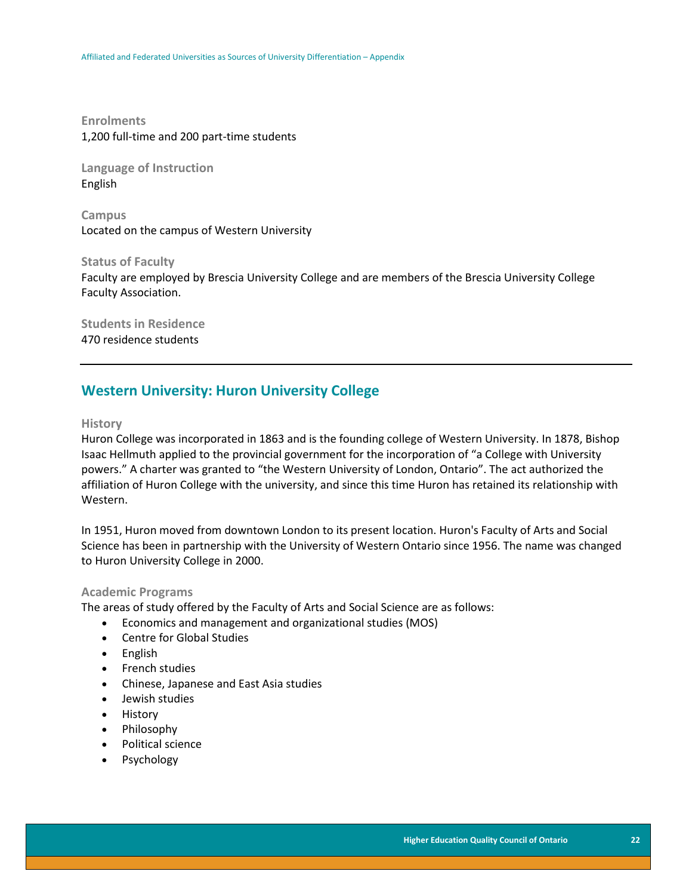**Enrolments**
1,200 full-time and 200 part-time students

**Language of Instruction**
English

**Campus**
Located on the campus of Western University

**Status of Faculty**
Faculty are employed by Brescia University College and are members of the Brescia University College Faculty Association.

**Students in Residence**
470 residence students

---

## Western University: Huron University College

**History**
Huron College was incorporated in 1863 and is the founding college of Western University. In 1878, Bishop Isaac Hellmuth applied to the provincial government for the incorporation of "a College with University powers." A charter was granted to "the Western University of London, Ontario". The act authorized the affiliation of Huron College with the university, and since this time Huron has retained its relationship with Western.

In 1951, Huron moved from downtown London to its present location. Huron's Faculty of Arts and Social Science has been in partnership with the University of Western Ontario since 1956. The name was changed to Huron University College in 2000.

**Academic Programs**
The areas of study offered by the Faculty of Arts and Social Science are as follows:

- Economics and management and organizational studies (MOS)
- Centre for Global Studies
- English
- French studies
- Chinese, Japanese and East Asia studies
- Jewish studies
- History
- Philosophy
- Political science
- Psychology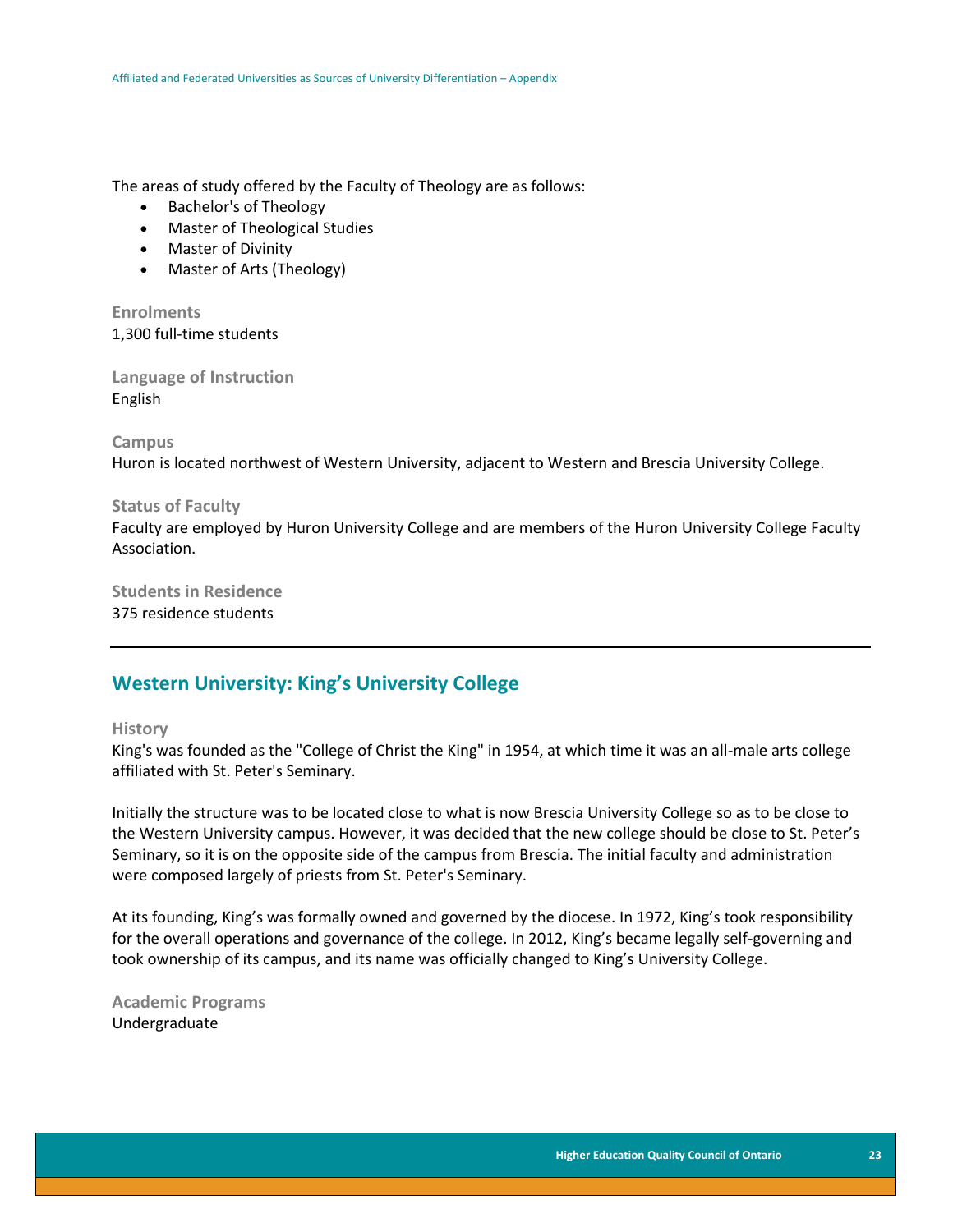The areas of study offered by the Faculty of Theology are as follows:

- Bachelor's of Theology
- Master of Theological Studies
- Master of Divinity
- Master of Arts (Theology)

### Enrolments

1,300 full-time students

### Language of Instruction

English

### Campus

Huron is located northwest of Western University, adjacent to Western and Brescia University College.

### Status of Faculty

Faculty are employed by Huron University College and are members of the Huron University College Faculty Association.

### Students in Residence

375 residence students

---

## Western University: King's University College

### History

King's was founded as the "College of Christ the King" in 1954, at which time it was an all-male arts college affiliated with St. Peter's Seminary.

Initially the structure was to be located close to what is now Brescia University College so as to be close to the Western University campus. However, it was decided that the new college should be close to St. Peter's Seminary, so it is on the opposite side of the campus from Brescia. The initial faculty and administration were composed largely of priests from St. Peter's Seminary.

At its founding, King's was formally owned and governed by the diocese. In 1972, King's took responsibility for the overall operations and governance of the college. In 2012, King's became legally self-governing and took ownership of its campus, and its name was officially changed to King's University College.

### Academic Programs

Undergraduate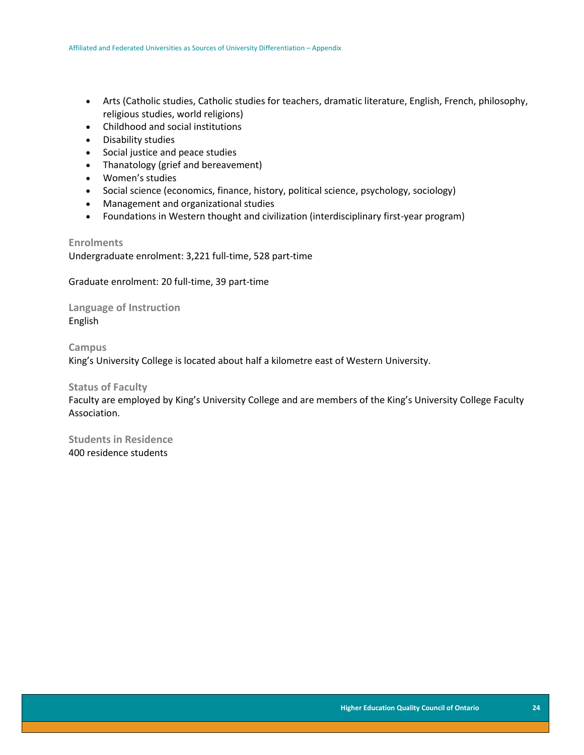- Arts (Catholic studies, Catholic studies for teachers, dramatic literature, English, French, philosophy, religious studies, world religions)
- Childhood and social institutions
- Disability studies
- Social justice and peace studies
- Thanatology (grief and bereavement)
- Women's studies
- Social science (economics, finance, history, political science, psychology, sociology)
- Management and organizational studies
- Foundations in Western thought and civilization (interdisciplinary first-year program)

### Enrolments

Undergraduate enrolment: 3,221 full-time, 528 part-time

Graduate enrolment: 20 full-time, 39 part-time

### Language of Instruction

English

### Campus

King's University College is located about half a kilometre east of Western University.

### Status of Faculty

Faculty are employed by King's University College and are members of the King's University College Faculty Association.

### Students in Residence

400 residence students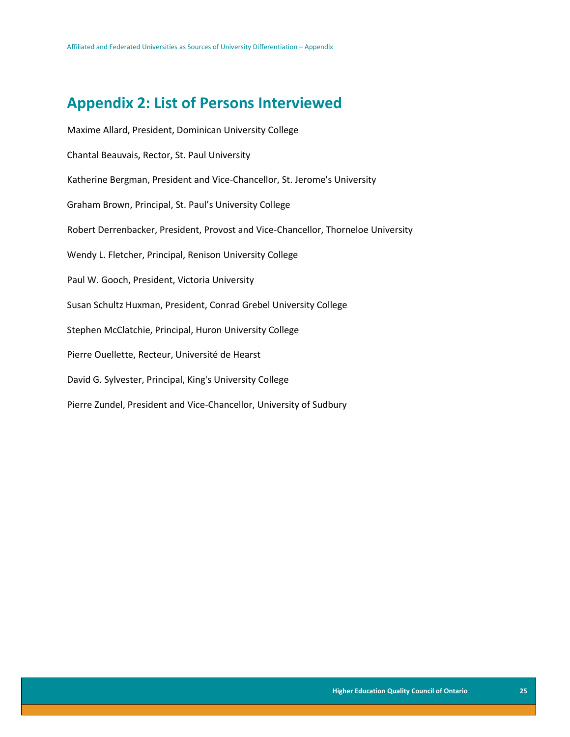## Appendix 2: List of Persons Interviewed

Maxime Allard, President, Dominican University College

Chantal Beauvais, Rector, St. Paul University

Katherine Bergman, President and Vice-Chancellor, St. Jerome's University

Graham Brown, Principal, St. Paul's University College

Robert Derrenbacker, President, Provost and Vice-Chancellor, Thorneloe University

Wendy L. Fletcher, Principal, Renison University College

Paul W. Gooch, President, Victoria University

Susan Schultz Huxman, President, Conrad Grebel University College

Stephen McClatchie, Principal, Huron University College

Pierre Ouellette, Recteur, Université de Hearst

David G. Sylvester, Principal, King's University College

Pierre Zundel, President and Vice-Chancellor, University of Sudbury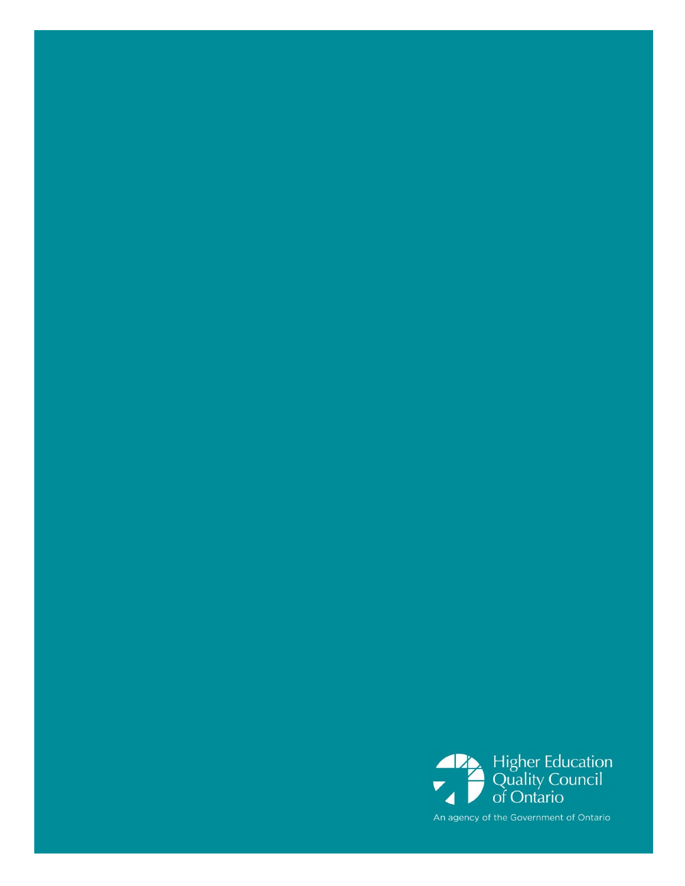Higher Education Quality Council of Ontario

An agency of the Government of Ontario